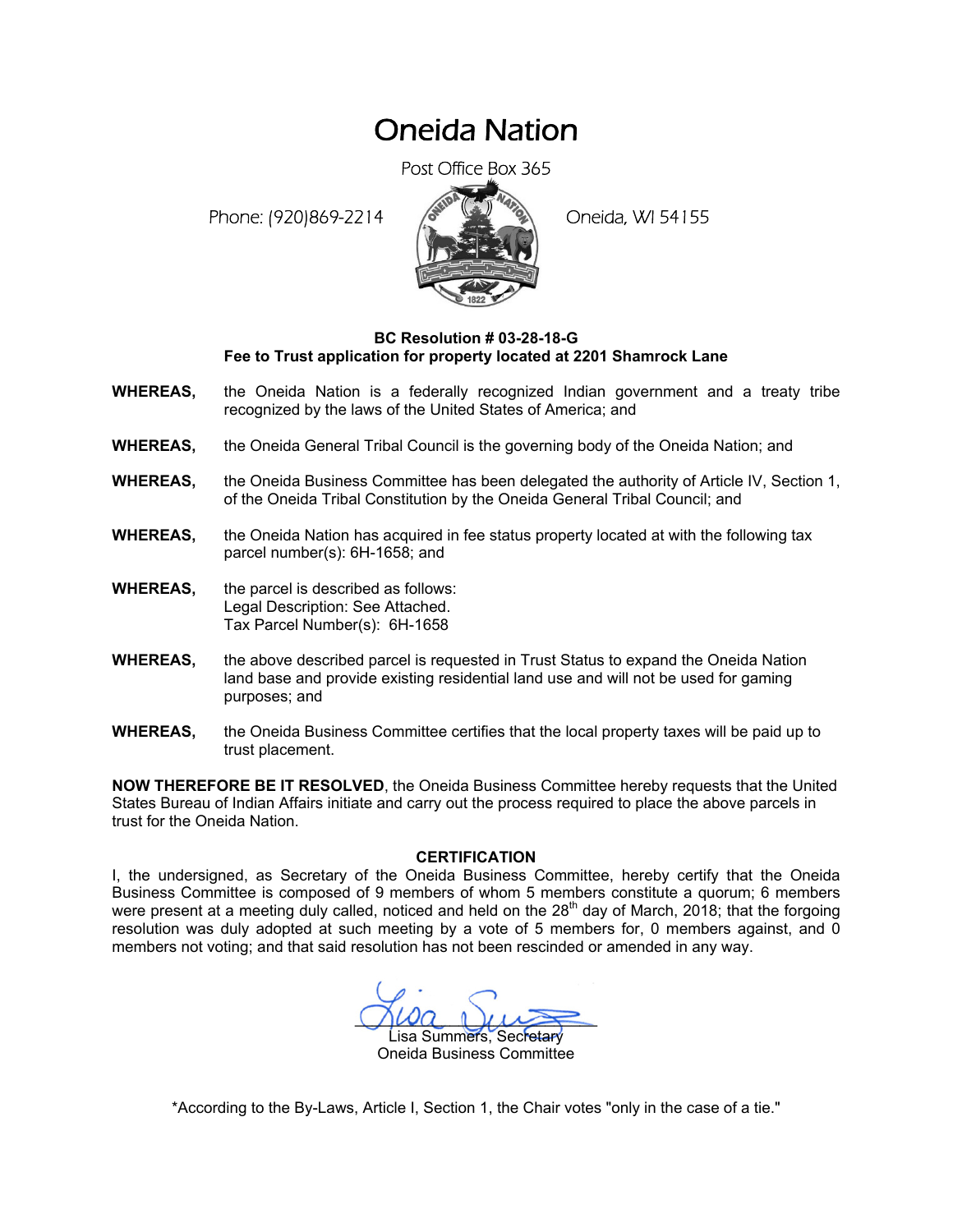# Oneida Nation

Post Office Box 365

Phone: (920)869-2214 Oneida, WI 54155

**BC Resolution # 03-28-18-G**
**Fee to Trust application for property located at 2201 Shamrock Lane**

**WHEREAS,** the Oneida Nation is a federally recognized Indian government and a treaty tribe recognized by the laws of the United States of America; and

**WHEREAS,** the Oneida General Tribal Council is the governing body of the Oneida Nation; and

**WHEREAS,** the Oneida Business Committee has been delegated the authority of Article IV, Section 1, of the Oneida Tribal Constitution by the Oneida General Tribal Council; and

**WHEREAS,** the Oneida Nation has acquired in fee status property located at with the following tax parcel number(s): 6H-1658; and

**WHEREAS,** the parcel is described as follows:
Legal Description: See Attached.
Tax Parcel Number(s): 6H-1658

**WHEREAS,** the above described parcel is requested in Trust Status to expand the Oneida Nation land base and provide existing residential land use and will not be used for gaming purposes; and

**WHEREAS,** the Oneida Business Committee certifies that the local property taxes will be paid up to trust placement.

**NOW THEREFORE BE IT RESOLVED**, the Oneida Business Committee hereby requests that the United States Bureau of Indian Affairs initiate and carry out the process required to place the above parcels in trust for the Oneida Nation.

**CERTIFICATION**

I, the undersigned, as Secretary of the Oneida Business Committee, hereby certify that the Oneida Business Committee is composed of 9 members of whom 5 members constitute a quorum; 6 members were present at a meeting duly called, noticed and held on the 28th day of March, 2018; that the forgoing resolution was duly adopted at such meeting by a vote of 5 members for, 0 members against, and 0 members not voting; and that said resolution has not been rescinded or amended in any way.

Lisa Summers, Secretary
Oneida Business Committee

*According to the By-Laws, Article I, Section 1, the Chair votes "only in the case of a tie."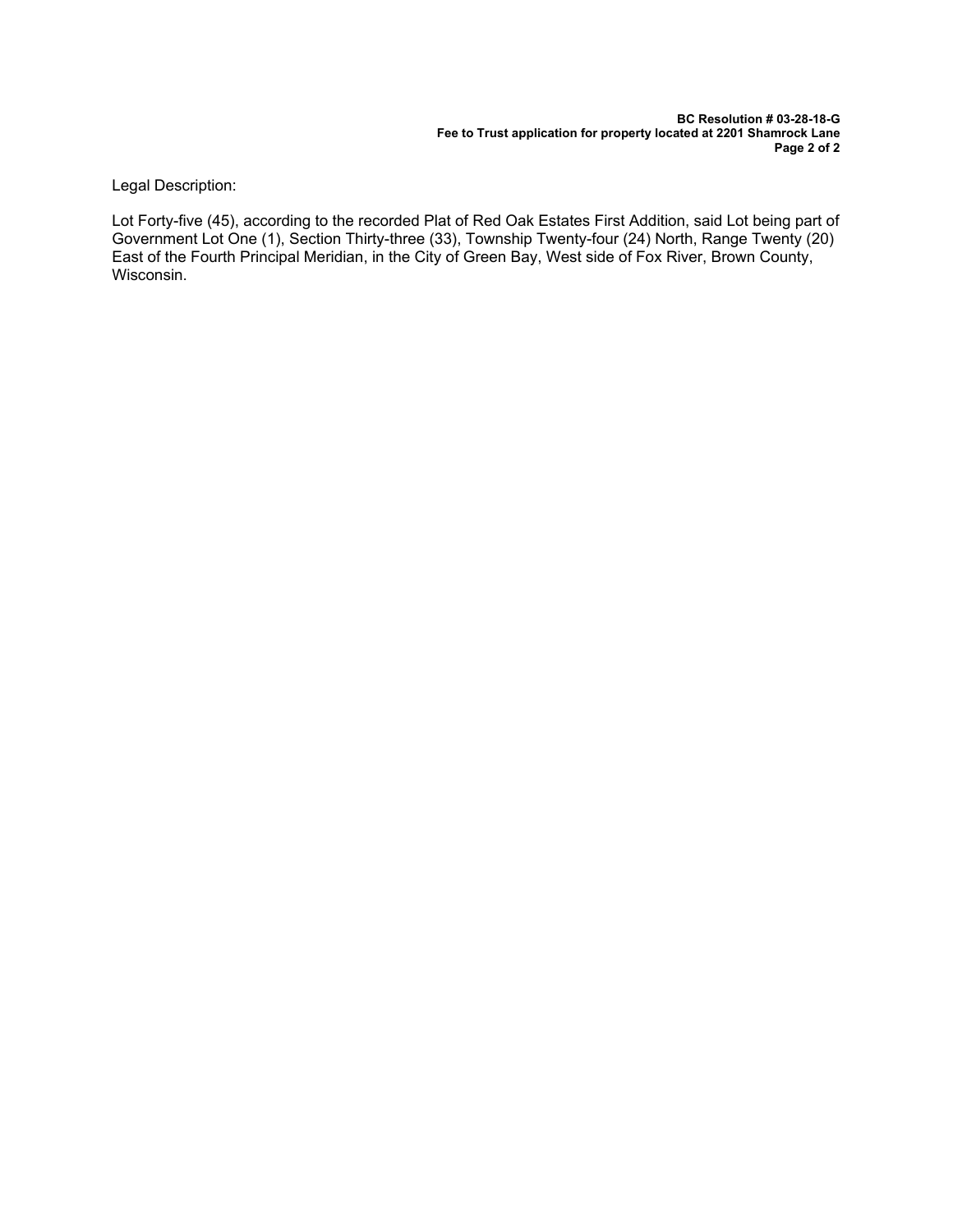Legal Description:

Lot Forty-five (45), according to the recorded Plat of Red Oak Estates First Addition, said Lot being part of Government Lot One (1), Section Thirty-three (33), Township Twenty-four (24) North, Range Twenty (20) East of the Fourth Principal Meridian, in the City of Green Bay, West side of Fox River, Brown County, Wisconsin.